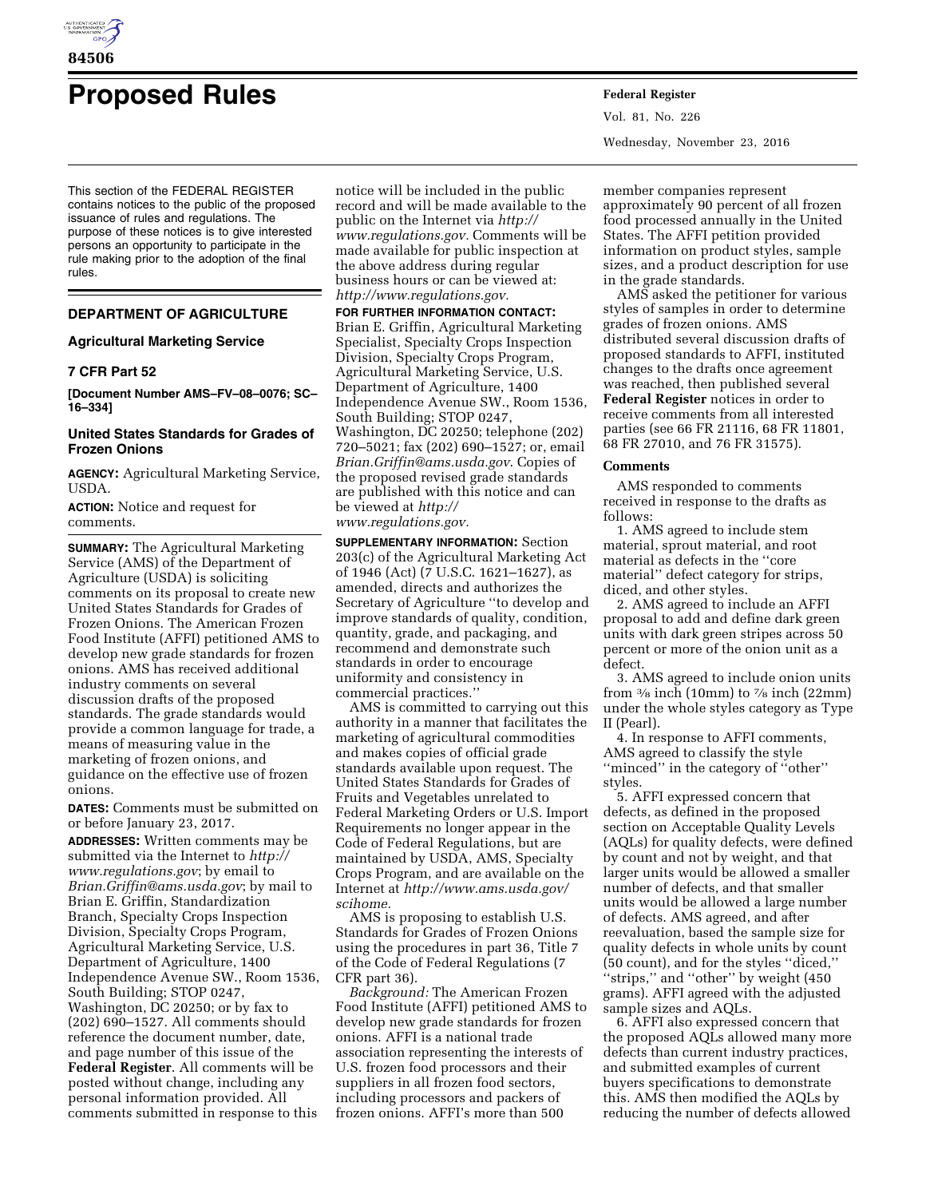# Proposed Rules

This section of the FEDERAL REGISTER contains notices to the public of the proposed issuance of rules and regulations. The purpose of these notices is to give interested persons an opportunity to participate in the rule making prior to the adoption of the final rules.

## DEPARTMENT OF AGRICULTURE

### Agricultural Marketing Service

### 7 CFR Part 52

**[Document Number AMS–FV–08–0076; SC–16–334]**

### United States Standards for Grades of Frozen Onions

**AGENCY:** Agricultural Marketing Service, USDA.

**ACTION:** Notice and request for comments.

**SUMMARY:** The Agricultural Marketing Service (AMS) of the Department of Agriculture (USDA) is soliciting comments on its proposal to create new United States Standards for Grades of Frozen Onions. The American Frozen Food Institute (AFFI) petitioned AMS to develop new grade standards for frozen onions. AMS has received additional industry comments on several discussion drafts of the proposed standards. The grade standards would provide a common language for trade, a means of measuring value in the marketing of frozen onions, and guidance on the effective use of frozen onions.

**DATES:** Comments must be submitted on or before January 23, 2017.

**ADDRESSES:** Written comments may be submitted via the Internet to *http://www.regulations.gov*; by email to *Brian.Griffin@ams.usda.gov*; by mail to Brian E. Griffin, Standardization Branch, Specialty Crops Inspection Division, Specialty Crops Program, Agricultural Marketing Service, U.S. Department of Agriculture, 1400 Independence Avenue SW., Room 1536, South Building; STOP 0247, Washington, DC 20250; or by fax to (202) 690–1527. All comments should reference the document number, date, and page number of this issue of the **Federal Register**. All comments will be posted without change, including any personal information provided. All comments submitted in response to this notice will be included in the public record and will be made available to the public on the Internet via *http://www.regulations.gov*. Comments will be made available for public inspection at the above address during regular business hours or can be viewed at: *http://www.regulations.gov.*

**FOR FURTHER INFORMATION CONTACT:** Brian E. Griffin, Agricultural Marketing Specialist, Specialty Crops Inspection Division, Specialty Crops Program, Agricultural Marketing Service, U.S. Department of Agriculture, 1400 Independence Avenue SW., Room 1536, South Building; STOP 0247, Washington, DC 20250; telephone (202) 720–5021; fax (202) 690–1527; or, email *Brian.Griffin@ams.usda.gov*. Copies of the proposed revised grade standards are published with this notice and can be viewed at *http://www.regulations.gov.*

**SUPPLEMENTARY INFORMATION:** Section 203(c) of the Agricultural Marketing Act of 1946 (Act) (7 U.S.C. 1621–1627), as amended, directs and authorizes the Secretary of Agriculture "to develop and improve standards of quality, condition, quantity, grade, and packaging, and recommend and demonstrate such standards in order to encourage uniformity and consistency in commercial practices."

AMS is committed to carrying out this authority in a manner that facilitates the marketing of agricultural commodities and makes copies of official grade standards available upon request. The United States Standards for Grades of Fruits and Vegetables unrelated to Federal Marketing Orders or U.S. Import Requirements no longer appear in the Code of Federal Regulations, but are maintained by USDA, AMS, Specialty Crops Program, and are available on the Internet at *http://www.ams.usda.gov/scihome.*

AMS is proposing to establish U.S. Standards for Grades of Frozen Onions using the procedures in part 36, Title 7 of the Code of Federal Regulations (7 CFR part 36).

*Background:* The American Frozen Food Institute (AFFI) petitioned AMS to develop new grade standards for frozen onions. AFFI is a national trade association representing the interests of U.S. frozen food processors and their suppliers in all frozen food sectors, including processors and packers of frozen onions. AFFI's more than 500 member companies represent approximately 90 percent of all frozen food processed annually in the United States. The AFFI petition provided information on product styles, sample sizes, and a product description for use in the grade standards.

AMS asked the petitioner for various styles of samples in order to determine grades of frozen onions. AMS distributed several discussion drafts of proposed standards to AFFI, instituted changes to the drafts once agreement was reached, then published several **Federal Register** notices in order to receive comments from all interested parties (see 66 FR 21116, 68 FR 11801, 68 FR 27010, and 76 FR 31575).

**Comments**

AMS responded to comments received in response to the drafts as follows:

1. AMS agreed to include stem material, sprout material, and root material as defects in the "core material" defect category for strips, diced, and other styles.
2. AMS agreed to include an AFFI proposal to add and define dark green units with dark green stripes across 50 percent or more of the onion unit as a defect.
3. AMS agreed to include onion units from 3⁄8 inch (10mm) to 7⁄8 inch (22mm) under the whole styles category as Type II (Pearl).
4. In response to AFFI comments, AMS agreed to classify the style "minced" in the category of "other" styles.
5. AFFI expressed concern that defects, as defined in the proposed section on Acceptable Quality Levels (AQLs) for quality defects, were defined by count and not by weight, and that larger units would be allowed a smaller number of defects, and that smaller units would be allowed a large number of defects. AMS agreed, and after reevaluation, based the sample size for quality defects in whole units by count (50 count), and for the styles "diced," "strips," and "other" by weight (450 grams). AFFI agreed with the adjusted sample sizes and AQLs.
6. AFFI also expressed concern that the proposed AQLs allowed many more defects than current industry practices, and submitted examples of current buyers specifications to demonstrate this. AMS then modified the AQLs by reducing the number of defects allowed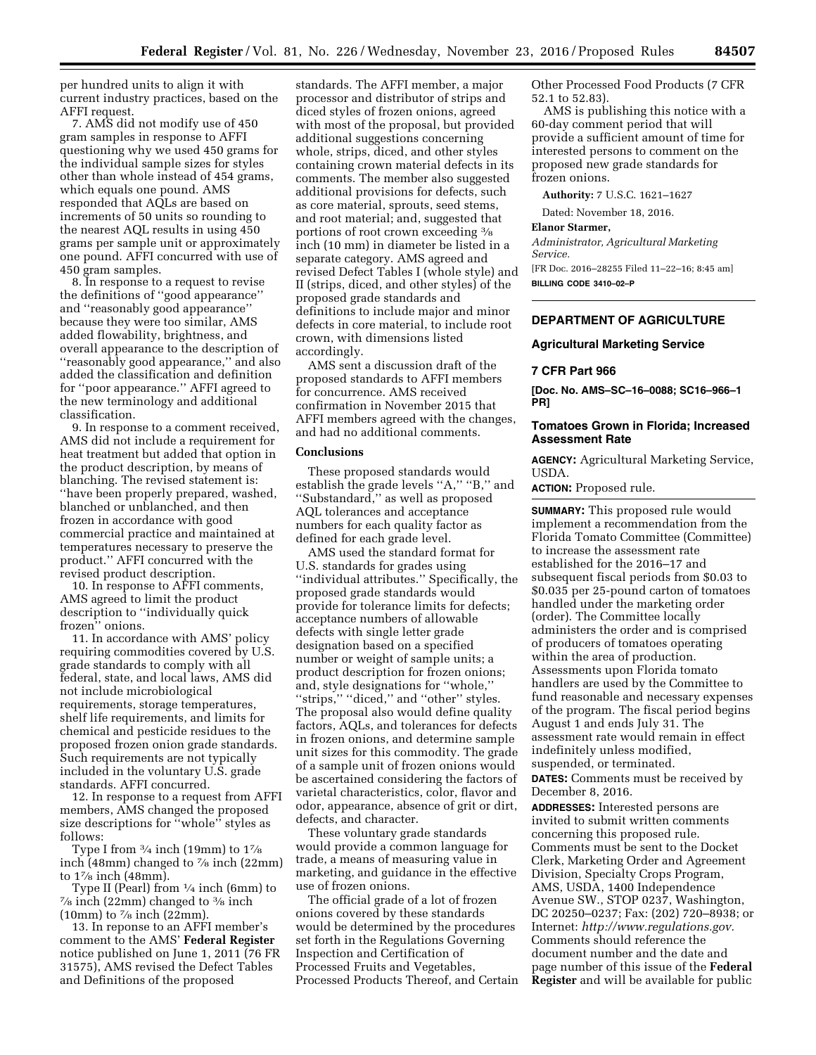per hundred units to align it with current industry practices, based on the AFFI request.

7. AMS did not modify use of 450 gram samples in response to AFFI questioning why we used 450 grams for the individual sample sizes for styles other than whole instead of 454 grams, which equals one pound. AMS responded that AQLs are based on increments of 50 units so rounding to the nearest AQL results in using 450 grams per sample unit or approximately one pound. AFFI concurred with use of 450 gram samples.

8. In response to a request to revise the definitions of ''good appearance'' and ''reasonably good appearance'' because they were too similar, AMS added flowability, brightness, and overall appearance to the description of ''reasonably good appearance,'' and also added the classification and definition for ''poor appearance.'' AFFI agreed to the new terminology and additional classification.

9. In response to a comment received, AMS did not include a requirement for heat treatment but added that option in the product description, by means of blanching. The revised statement is: ''have been properly prepared, washed, blanched or unblanched, and then frozen in accordance with good commercial practice and maintained at temperatures necessary to preserve the product.'' AFFI concurred with the revised product description.

10. In response to AFFI comments, AMS agreed to limit the product description to ''individually quick frozen'' onions.

11. In accordance with AMS' policy requiring commodities covered by U.S. grade standards to comply with all federal, state, and local laws, AMS did not include microbiological requirements, storage temperatures, shelf life requirements, and limits for chemical and pesticide residues to the proposed frozen onion grade standards. Such requirements are not typically included in the voluntary U.S. grade standards. AFFI concurred.

12. In response to a request from AFFI members, AMS changed the proposed size descriptions for ''whole'' styles as follows:

Type I from ¾ inch (19mm) to 1⅞ inch (48mm) changed to ⅞ inch (22mm) to 1⅞ inch (48mm).

Type II (Pearl) from ¼ inch (6mm) to ⅞ inch (22mm) changed to ⅜ inch (10mm) to ⅞ inch (22mm).

13. In reponse to an AFFI member's comment to the AMS' **Federal Register** notice published on June 1, 2011 (76 FR 31575), AMS revised the Defect Tables and Definitions of the proposed standards. The AFFI member, a major processor and distributor of strips and diced styles of frozen onions, agreed with most of the proposal, but provided additional suggestions concerning whole, strips, diced, and other styles containing crown material defects in its comments. The member also suggested additional provisions for defects, such as core material, sprouts, seed stems, and root material; and, suggested that portions of root crown exceeding ⅜ inch (10 mm) in diameter be listed in a separate category. AMS agreed and revised Defect Tables I (whole style) and II (strips, diced, and other styles) of the proposed grade standards and definitions to include major and minor defects in core material, to include root crown, with dimensions listed accordingly.

AMS sent a discussion draft of the proposed standards to AFFI members for concurrence. AMS received confirmation in November 2015 that AFFI members agreed with the changes, and had no additional comments.

## Conclusions

These proposed standards would establish the grade levels ''A,'' ''B,'' and ''Substandard,'' as well as proposed AQL tolerances and acceptance numbers for each quality factor as defined for each grade level.

AMS used the standard format for U.S. standards for grades using ''individual attributes.'' Specifically, the proposed grade standards would provide for tolerance limits for defects; acceptance numbers of allowable defects with single letter grade designation based on a specified number or weight of sample units; a product description for frozen onions; and, style designations for ''whole,'' ''strips,'' ''diced,'' and ''other'' styles. The proposal also would define quality factors, AQLs, and tolerances for defects in frozen onions, and determine sample unit sizes for this commodity. The grade of a sample unit of frozen onions would be ascertained considering the factors of varietal characteristics, color, flavor and odor, appearance, absence of grit or dirt, defects, and character.

These voluntary grade standards would provide a common language for trade, a means of measuring value in marketing, and guidance in the effective use of frozen onions.

The official grade of a lot of frozen onions covered by these standards would be determined by the procedures set forth in the Regulations Governing Inspection and Certification of Processed Fruits and Vegetables, Processed Products Thereof, and Certain Other Processed Food Products (7 CFR 52.1 to 52.83).

AMS is publishing this notice with a 60-day comment period that will provide a sufficient amount of time for interested persons to comment on the proposed new grade standards for frozen onions.

**Authority:** 7 U.S.C. 1621–1627

Dated: November 18, 2016.

**Elanor Starmer,**

*Administrator, Agricultural Marketing Service.*

[FR Doc. 2016–28255 Filed 11–22–16; 8:45 am]

**BILLING CODE 3410–02–P**

---

# DEPARTMENT OF AGRICULTURE

## Agricultural Marketing Service

## 7 CFR Part 966

**[Doc. No. AMS–SC–16–0088; SC16–966–1 PR]**

## Tomatoes Grown in Florida; Increased Assessment Rate

**AGENCY:** Agricultural Marketing Service, USDA.

**ACTION:** Proposed rule.

**SUMMARY:** This proposed rule would implement a recommendation from the Florida Tomato Committee (Committee) to increase the assessment rate established for the 2016–17 and subsequent fiscal periods from $0.03 to $0.035 per 25-pound carton of tomatoes handled under the marketing order (order). The Committee locally administers the order and is comprised of producers of tomatoes operating within the area of production. Assessments upon Florida tomato handlers are used by the Committee to fund reasonable and necessary expenses of the program. The fiscal period begins August 1 and ends July 31. The assessment rate would remain in effect indefinitely unless modified, suspended, or terminated.

**DATES:** Comments must be received by December 8, 2016.

**ADDRESSES:** Interested persons are invited to submit written comments concerning this proposed rule. Comments must be sent to the Docket Clerk, Marketing Order and Agreement Division, Specialty Crops Program, AMS, USDA, 1400 Independence Avenue SW., STOP 0237, Washington, DC 20250–0237; Fax: (202) 720–8938; or Internet: *http://www.regulations.gov.* Comments should reference the document number and the date and page number of this issue of the **Federal Register** and will be available for public